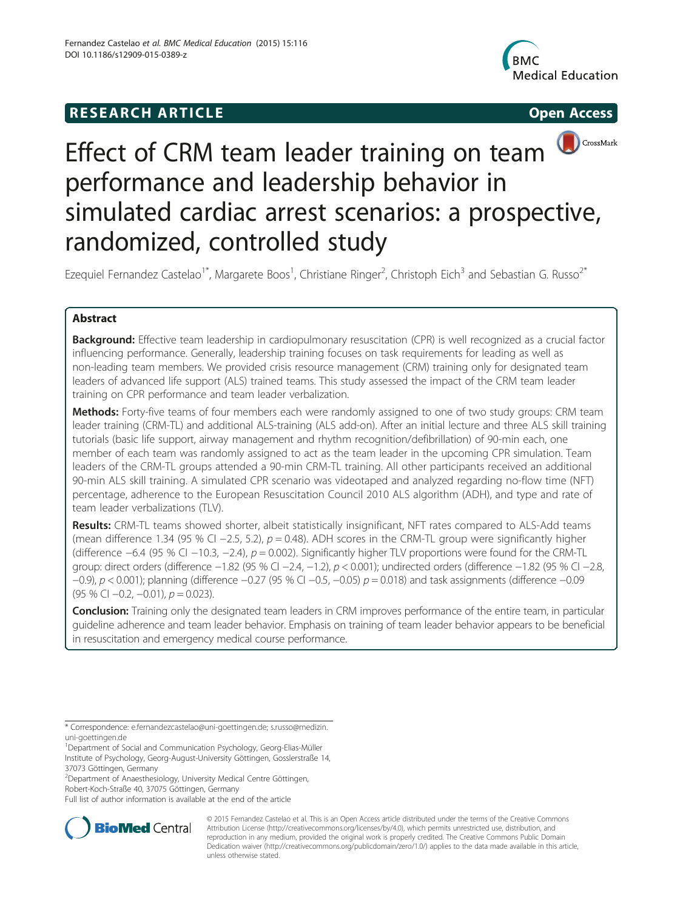RESEARCH ARTICLE **Open Access**

# Effect of CRM team leader training on team performance and leadership behavior in simulated cardiac arrest scenarios: a prospective, randomized, controlled study

Ezequiel Fernandez Castelao[1*], Margarete Boos[1], Christiane Ringer[2], Christoph Eich[3] and Sebastian G. Russo[2*]

## Abstract

**Background:** Effective team leadership in cardiopulmonary resuscitation (CPR) is well recognized as a crucial factor influencing performance. Generally, leadership training focuses on task requirements for leading as well as non-leading team members. We provided crisis resource management (CRM) training only for designated team leaders of advanced life support (ALS) trained teams. This study assessed the impact of the CRM team leader training on CPR performance and team leader verbalization.

**Methods:** Forty-five teams of four members each were randomly assigned to one of two study groups: CRM team leader training (CRM-TL) and additional ALS-training (ALS add-on). After an initial lecture and three ALS skill training tutorials (basic life support, airway management and rhythm recognition/defibrillation) of 90-min each, one member of each team was randomly assigned to act as the team leader in the upcoming CPR simulation. Team leaders of the CRM-TL groups attended a 90-min CRM-TL training. All other participants received an additional 90-min ALS skill training. A simulated CPR scenario was videotaped and analyzed regarding no-flow time (NFT) percentage, adherence to the European Resuscitation Council 2010 ALS algorithm (ADH), and type and rate of team leader verbalizations (TLV).

**Results:** CRM-TL teams showed shorter, albeit statistically insignificant, NFT rates compared to ALS-Add teams (mean difference 1.34 (95 % CI −2.5, 5.2), $p = 0.48$). ADH scores in the CRM-TL group were significantly higher (difference −6.4 (95 % CI −10.3, −2.4), $p = 0.002$). Significantly higher TLV proportions were found for the CRM-TL group: direct orders (difference −1.82 (95 % CI −2.4, −1.2), $p < 0.001$); undirected orders (difference −1.82 (95 % CI −2.8, −0.9), $p < 0.001$); planning (difference −0.27 (95 % CI −0.5, −0.05) $p = 0.018$) and task assignments (difference −0.09 (95 % CI −0.2, −0.01), $p = 0.023$).

**Conclusion:** Training only the designated team leaders in CRM improves performance of the entire team, in particular guideline adherence and team leader behavior. Emphasis on training of team leader behavior appears to be beneficial in resuscitation and emergency medical course performance.

\* Correspondence: e.fernandezcastelao@uni-goettingen.de; s.russo@medizin.uni-goettingen.de

[1]Department of Social and Communication Psychology, Georg-Elias-Müller Institute of Psychology, Georg-August-University Göttingen, Gosslerstraße 14, 37073 Göttingen, Germany

[2]Department of Anaesthesiology, University Medical Centre Göttingen, Robert-Koch-Straße 40, 37075 Göttingen, Germany

Full list of author information is available at the end of the article

© 2015 Fernandez Castelao et al. This is an Open Access article distributed under the terms of the Creative Commons Attribution License (http://creativecommons.org/licenses/by/4.0), which permits unrestricted use, distribution, and reproduction in any medium, provided the original work is properly credited. The Creative Commons Public Domain Dedication waiver (http://creativecommons.org/publicdomain/zero/1.0/) applies to the data made available in this article, unless otherwise stated.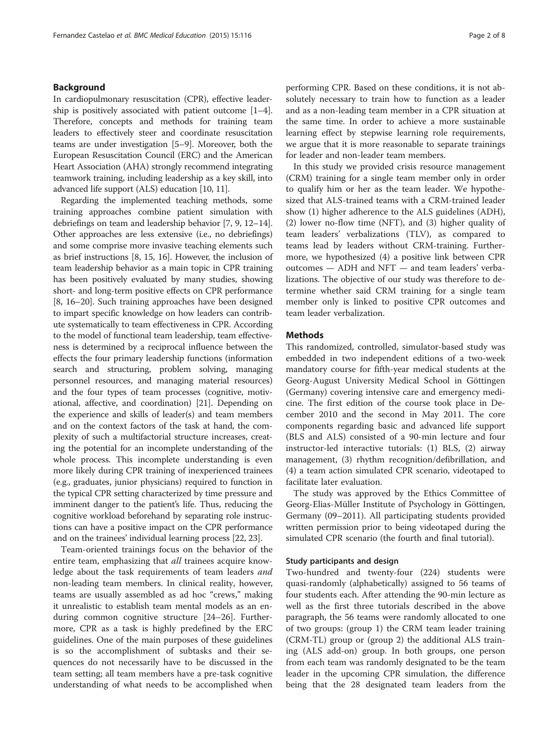## Background

In cardiopulmonary resuscitation (CPR), effective leadership is positively associated with patient outcome [1–4]. Therefore, concepts and methods for training team leaders to effectively steer and coordinate resuscitation teams are under investigation [5–9]. Moreover, both the European Resuscitation Council (ERC) and the American Heart Association (AHA) strongly recommend integrating teamwork training, including leadership as a key skill, into advanced life support (ALS) education [10, 11].

Regarding the implemented teaching methods, some training approaches combine patient simulation with debriefings on team and leadership behavior [7, 9, 12–14]. Other approaches are less extensive (i.e., no debriefings) and some comprise more invasive teaching elements such as brief instructions [8, 15, 16]. However, the inclusion of team leadership behavior as a main topic in CPR training has been positively evaluated by many studies, showing short- and long-term positive effects on CPR performance [8, 16–20]. Such training approaches have been designed to impart specific knowledge on how leaders can contribute systematically to team effectiveness in CPR. According to the model of functional team leadership, team effectiveness is determined by a reciprocal influence between the effects the four primary leadership functions (information search and structuring, problem solving, managing personnel resources, and managing material resources) and the four types of team processes (cognitive, motivational, affective, and coordination) [21]. Depending on the experience and skills of leader(s) and team members and on the context factors of the task at hand, the complexity of such a multifactorial structure increases, creating the potential for an incomplete understanding of the whole process. This incomplete understanding is even more likely during CPR training of inexperienced trainees (e.g., graduates, junior physicians) required to function in the typical CPR setting characterized by time pressure and imminent danger to the patient's life. Thus, reducing the cognitive workload beforehand by separating role instructions can have a positive impact on the CPR performance and on the trainees' individual learning process [22, 23].

Team-oriented trainings focus on the behavior of the entire team, emphasizing that *all* trainees acquire knowledge about the task requirements of team leaders *and* non-leading team members. In clinical reality, however, teams are usually assembled as ad hoc "crews," making it unrealistic to establish team mental models as an enduring common cognitive structure [24–26]. Furthermore, CPR as a task is highly predefined by the ERC guidelines. One of the main purposes of these guidelines is so the accomplishment of subtasks and their sequences do not necessarily have to be discussed in the team setting; all team members have a pre-task cognitive understanding of what needs to be accomplished when performing CPR. Based on these conditions, it is not absolutely necessary to train how to function as a leader and as a non-leading team member in a CPR situation at the same time. In order to achieve a more sustainable learning effect by stepwise learning role requirements, we argue that it is more reasonable to separate trainings for leader and non-leader team members.

In this study we provided crisis resource management (CRM) training for a single team member only in order to qualify him or her as the team leader. We hypothesized that ALS-trained teams with a CRM-trained leader show (1) higher adherence to the ALS guidelines (ADH), (2) lower no-flow time (NFT), and (3) higher quality of team leaders' verbalizations (TLV), as compared to teams lead by leaders without CRM-training. Furthermore, we hypothesized (4) a positive link between CPR outcomes — ADH and NFT — and team leaders' verbalizations. The objective of our study was therefore to determine whether said CRM training for a single team member only is linked to positive CPR outcomes and team leader verbalization.

## Methods

This randomized, controlled, simulator-based study was embedded in two independent editions of a two-week mandatory course for fifth-year medical students at the Georg-August University Medical School in Göttingen (Germany) covering intensive care and emergency medicine. The first edition of the course took place in December 2010 and the second in May 2011. The core components regarding basic and advanced life support (BLS and ALS) consisted of a 90-min lecture and four instructor-led interactive tutorials: (1) BLS, (2) airway management, (3) rhythm recognition/defibrillation, and (4) a team action simulated CPR scenario, videotaped to facilitate later evaluation.

The study was approved by the Ethics Committee of Georg-Elias-Müller Institute of Psychology in Göttingen, Germany (09–2011). All participating students provided written permission prior to being videotaped during the simulated CPR scenario (the fourth and final tutorial).

### Study participants and design

Two-hundred and twenty-four (224) students were quasi-randomly (alphabetically) assigned to 56 teams of four students each. After attending the 90-min lecture as well as the first three tutorials described in the above paragraph, the 56 teams were randomly allocated to one of two groups: (group 1) the CRM team leader training (CRM-TL) group or (group 2) the additional ALS training (ALS add-on) group. In both groups, one person from each team was randomly designated to be the team leader in the upcoming CPR simulation, the difference being that the 28 designated team leaders from the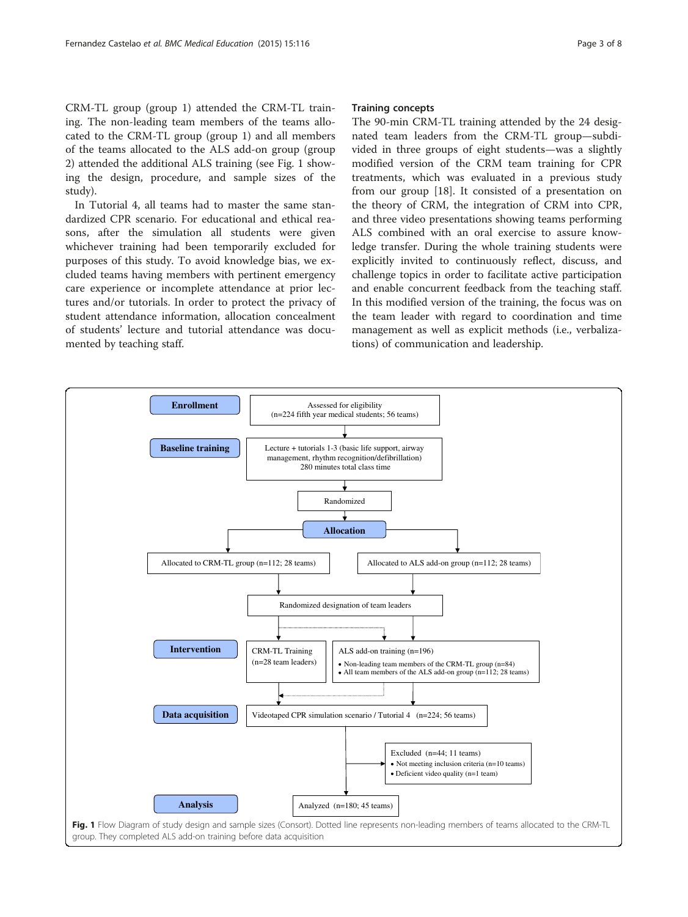CRM-TL group (group 1) attended the CRM-TL training. The non-leading team members of the teams allocated to the CRM-TL group (group 1) and all members of the teams allocated to the ALS add-on group (group 2) attended the additional ALS training (see Fig. 1 showing the design, procedure, and sample sizes of the study).

In Tutorial 4, all teams had to master the same standardized CPR scenario. For educational and ethical reasons, after the simulation all students were given whichever training had been temporarily excluded for purposes of this study. To avoid knowledge bias, we excluded teams having members with pertinent emergency care experience or incomplete attendance at prior lectures and/or tutorials. In order to protect the privacy of student attendance information, allocation concealment of students' lecture and tutorial attendance was documented by teaching staff.

### Training concepts

The 90-min CRM-TL training attended by the 24 designated team leaders from the CRM-TL group—subdivided in three groups of eight students—was a slightly modified version of the CRM team training for CPR treatments, which was evaluated in a previous study from our group [18]. It consisted of a presentation on the theory of CRM, the integration of CRM into CPR, and three video presentations showing teams performing ALS combined with an oral exercise to assure knowledge transfer. During the whole training students were explicitly invited to continuously reflect, discuss, and challenge topics in order to facilitate active participation and enable concurrent feedback from the teaching staff. In this modified version of the training, the focus was on the team leader with regard to coordination and time management as well as explicit methods (i.e., verbalizations) of communication and leadership.

**Enrollment**

Assessed for eligibility (n=224 fifth year medical students; 56 teams)

**Baseline training**

Lecture + tutorials 1-3 (basic life support, airway management, rhythm recognition/defibrillation) 280 minutes total class time

Randomized

**Allocation**

Allocated to CRM-TL group (n=112; 28 teams)

Allocated to ALS add-on group (n=112; 28 teams)

Randomized designation of team leaders

**Intervention**

CRM-TL Training (n=28 team leaders)

ALS add-on training (n=196)
- Non-leading team members of the CRM-TL group (n=84)
- All team members of the ALS add-on group (n=112; 28 teams)

**Data acquisition**

Videotaped CPR simulation scenario / Tutorial 4 (n=224; 56 teams)

Excluded (n=44; 11 teams)
- Not meeting inclusion criteria (n=10 teams)
- Deficient video quality (n=1 team)

**Analysis**

Analyzed (n=180; 45 teams)

**Fig. 1** Flow Diagram of study design and sample sizes (Consort). Dotted line represents non-leading members of teams allocated to the CRM-TL group. They completed ALS add-on training before data acquisition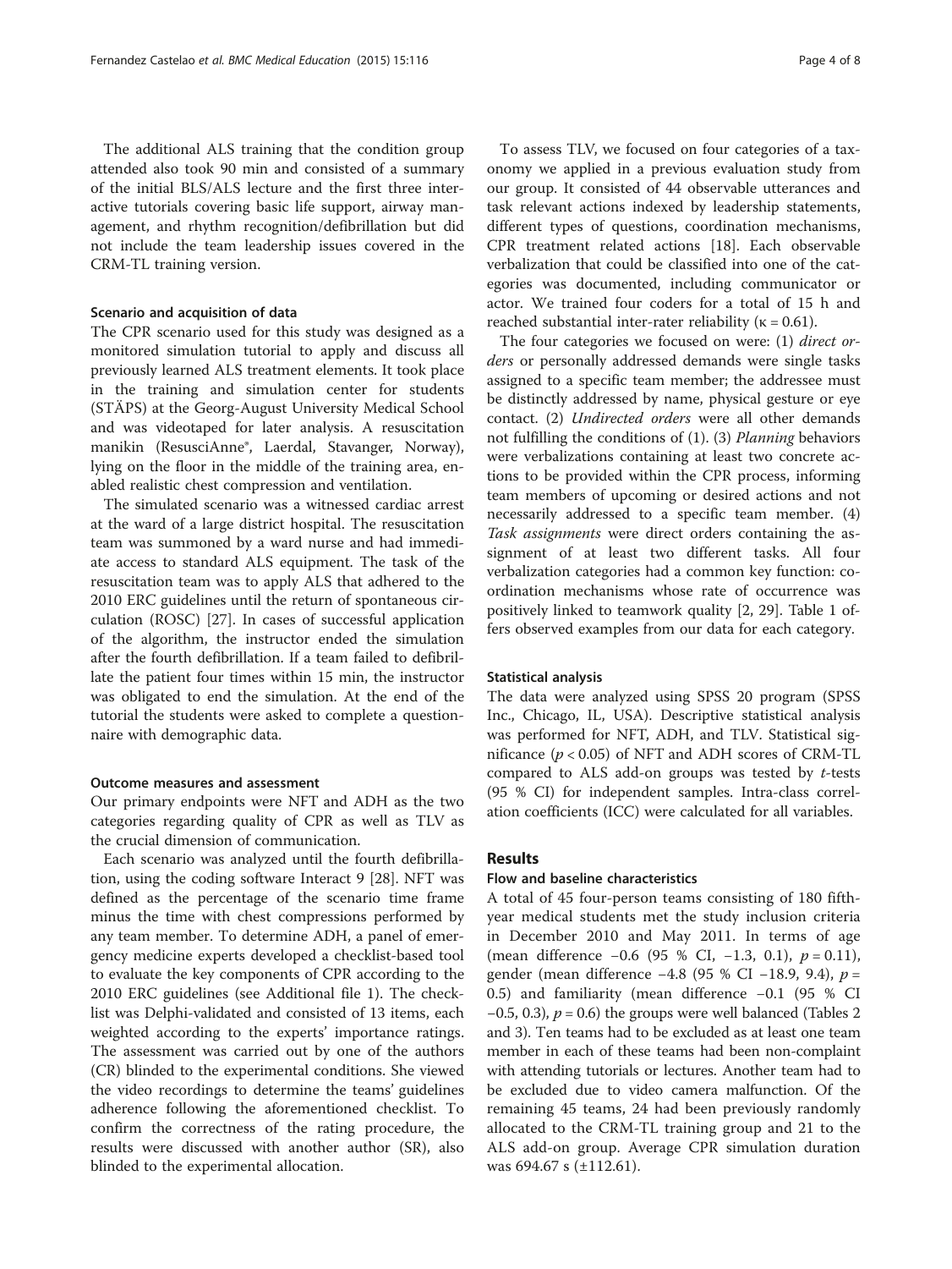The additional ALS training that the condition group attended also took 90 min and consisted of a summary of the initial BLS/ALS lecture and the first three interactive tutorials covering basic life support, airway management, and rhythm recognition/defibrillation but did not include the team leadership issues covered in the CRM-TL training version.

#### Scenario and acquisition of data

The CPR scenario used for this study was designed as a monitored simulation tutorial to apply and discuss all previously learned ALS treatment elements. It took place in the training and simulation center for students (STÄPS) at the Georg-August University Medical School and was videotaped for later analysis. A resuscitation manikin (ResusciAnne®, Laerdal, Stavanger, Norway), lying on the floor in the middle of the training area, enabled realistic chest compression and ventilation.

The simulated scenario was a witnessed cardiac arrest at the ward of a large district hospital. The resuscitation team was summoned by a ward nurse and had immediate access to standard ALS equipment. The task of the resuscitation team was to apply ALS that adhered to the 2010 ERC guidelines until the return of spontaneous circulation (ROSC) [27]. In cases of successful application of the algorithm, the instructor ended the simulation after the fourth defibrillation. If a team failed to defibrillate the patient four times within 15 min, the instructor was obligated to end the simulation. At the end of the tutorial the students were asked to complete a questionnaire with demographic data.

#### Outcome measures and assessment

Our primary endpoints were NFT and ADH as the two categories regarding quality of CPR as well as TLV as the crucial dimension of communication.

Each scenario was analyzed until the fourth defibrillation, using the coding software Interact 9 [28]. NFT was defined as the percentage of the scenario time frame minus the time with chest compressions performed by any team member. To determine ADH, a panel of emergency medicine experts developed a checklist-based tool to evaluate the key components of CPR according to the 2010 ERC guidelines (see Additional file 1). The checklist was Delphi-validated and consisted of 13 items, each weighted according to the experts' importance ratings. The assessment was carried out by one of the authors (CR) blinded to the experimental conditions. She viewed the video recordings to determine the teams' guidelines adherence following the aforementioned checklist. To confirm the correctness of the rating procedure, the results were discussed with another author (SR), also blinded to the experimental allocation.

To assess TLV, we focused on four categories of a taxonomy we applied in a previous evaluation study from our group. It consisted of 44 observable utterances and task relevant actions indexed by leadership statements, different types of questions, coordination mechanisms, CPR treatment related actions [18]. Each observable verbalization that could be classified into one of the categories was documented, including communicator or actor. We trained four coders for a total of 15 h and reached substantial inter-rater reliability (κ = 0.61).

The four categories we focused on were: (1) *direct orders* or personally addressed demands were single tasks assigned to a specific team member; the addressee must be distinctly addressed by name, physical gesture or eye contact. (2) *Undirected orders* were all other demands not fulfilling the conditions of (1). (3) *Planning* behaviors were verbalizations containing at least two concrete actions to be provided within the CPR process, informing team members of upcoming or desired actions and not necessarily addressed to a specific team member. (4) *Task assignments* were direct orders containing the assignment of at least two different tasks. All four verbalization categories had a common key function: coordination mechanisms whose rate of occurrence was positively linked to teamwork quality [2, 29]. Table 1 offers observed examples from our data for each category.

#### Statistical analysis

The data were analyzed using SPSS 20 program (SPSS Inc., Chicago, IL, USA). Descriptive statistical analysis was performed for NFT, ADH, and TLV. Statistical significance ($p < 0.05$) of NFT and ADH scores of CRM-TL compared to ALS add-on groups was tested by *t*-tests (95 % CI) for independent samples. Intra-class correlation coefficients (ICC) were calculated for all variables.

## Results

#### Flow and baseline characteristics

A total of 45 four-person teams consisting of 180 fifth-year medical students met the study inclusion criteria in December 2010 and May 2011. In terms of age (mean difference −0.6 (95 % CI, −1.3, 0.1), $p = 0.11$), gender (mean difference −4.8 (95 % CI −18.9, 9.4), $p = 0.5$) and familiarity (mean difference −0.1 (95 % CI −0.5, 0.3), $p = 0.6$) the groups were well balanced (Tables 2 and 3). Ten teams had to be excluded as at least one team member in each of these teams had been non-complaint with attending tutorials or lectures. Another team had to be excluded due to video camera malfunction. Of the remaining 45 teams, 24 had been previously randomly allocated to the CRM-TL training group and 21 to the ALS add-on group. Average CPR simulation duration was 694.67 s (±112.61).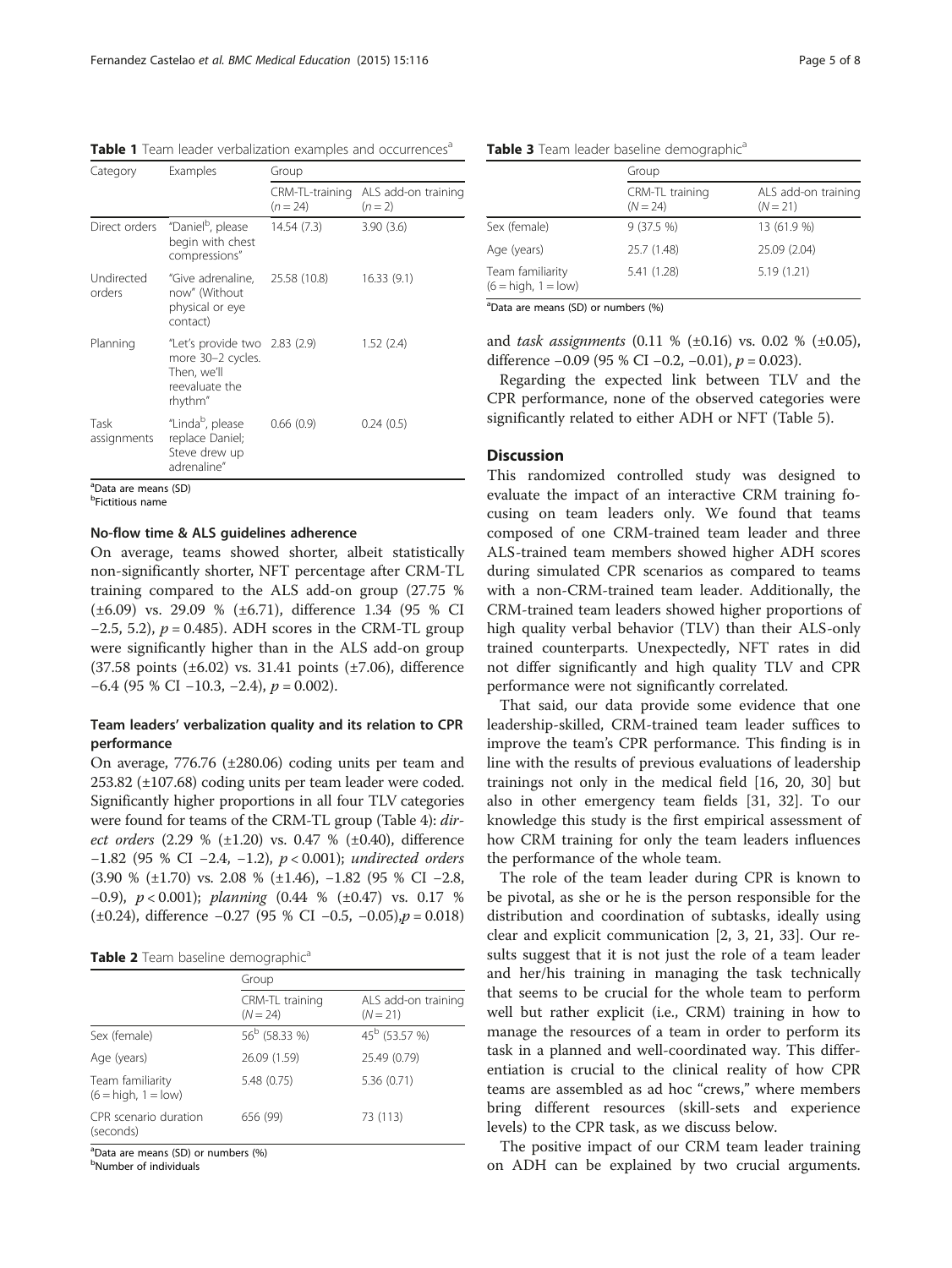**Table 1** Team leader verbalization examples and occurrences[a]

| Category | Examples | Group | |
|---|---|---|---|
| | | CRM-TL-training (*n* = 24) | ALS add-on training (*n* = 2) |
| Direct orders | "Daniel[b], please begin with chest compressions" | 14.54 (7.3) | 3.90 (3.6) |
| Undirected orders | "Give adrenaline, now" (Without physical or eye contact) | 25.58 (10.8) | 16.33 (9.1) |
| Planning | "Let's provide two more 30–2 cycles. Then, we'll reevaluate the rhythm" | 2.83 (2.9) | 1.52 (2.4) |
| Task assignments | "Linda[b], please replace Daniel; Steve drew up adrenaline" | 0.66 (0.9) | 0.24 (0.5) |

[a]Data are means (SD)
[b]Fictitious name

### No-flow time & ALS guidelines adherence

On average, teams showed shorter, albeit statistically non-significantly shorter, NFT percentage after CRM-TL training compared to the ALS add-on group (27.75 % (±6.09) vs. 29.09 % (±6.71), difference 1.34 (95 % CI −2.5, 5.2), $p = 0.485$). ADH scores in the CRM-TL group were significantly higher than in the ALS add-on group (37.58 points (±6.02) vs. 31.41 points (±7.06), difference −6.4 (95 % CI −10.3, −2.4), $p = 0.002$).

### Team leaders' verbalization quality and its relation to CPR performance

On average, 776.76 (±280.06) coding units per team and 253.82 (±107.68) coding units per team leader were coded. Significantly higher proportions in all four TLV categories were found for teams of the CRM-TL group (Table 4): *direct orders* (2.29 % (±1.20) vs. 0.47 % (±0.40), difference −1.82 (95 % CI −2.4, −1.2), $p < 0.001$); *undirected orders* (3.90 % (±1.70) vs. 2.08 % (±1.46), −1.82 (95 % CI −2.8, −0.9), $p < 0.001$); *planning* (0.44 % (±0.47) vs. 0.17 % (±0.24), difference −0.27 (95 % CI −0.5, −0.05),$p = 0.018$)

**Table 2** Team baseline demographic[a]

| | Group | |
|---|---|---|
| | CRM-TL training ($N = 24$) | ALS add-on training ($N = 21$) |
| Sex (female) | 56[b] (58.33 %) | 45[b] (53.57 %) |
| Age (years) | 26.09 (1.59) | 25.49 (0.79) |
| Team familiarity (6 = high, 1 = low) | 5.48 (0.75) | 5.36 (0.71) |
| CPR scenario duration (seconds) | 656 (99) | 73 (113) |

[a]Data are means (SD) or numbers (%)
[b]Number of individuals

**Table 3** Team leader baseline demographic[a]

| | Group | |
|---|---|---|
| | CRM-TL training ($N = 24$) | ALS add-on training ($N = 21$) |
| Sex (female) | 9 (37.5 %) | 13 (61.9 %) |
| Age (years) | 25.7 (1.48) | 25.09 (2.04) |
| Team familiarity (6 = high, 1 = low) | 5.41 (1.28) | 5.19 (1.21) |

[a]Data are means (SD) or numbers (%)

and *task assignments* (0.11 % (±0.16) vs. 0.02 % (±0.05), difference −0.09 (95 % CI −0.2, −0.01), $p = 0.023$).

Regarding the expected link between TLV and the CPR performance, none of the observed categories were significantly related to either ADH or NFT (Table 5).

## Discussion

This randomized controlled study was designed to evaluate the impact of an interactive CRM training focusing on team leaders only. We found that teams composed of one CRM-trained team leader and three ALS-trained team members showed higher ADH scores during simulated CPR scenarios as compared to teams with a non-CRM-trained team leader. Additionally, the CRM-trained team leaders showed higher proportions of high quality verbal behavior (TLV) than their ALS-only trained counterparts. Unexpectedly, NFT rates in did not differ significantly and high quality TLV and CPR performance were not significantly correlated.

That said, our data provide some evidence that one leadership-skilled, CRM-trained team leader suffices to improve the team's CPR performance. This finding is in line with the results of previous evaluations of leadership trainings not only in the medical field [16, 20, 30] but also in other emergency team fields [31, 32]. To our knowledge this study is the first empirical assessment of how CRM training for only the team leaders influences the performance of the whole team.

The role of the team leader during CPR is known to be pivotal, as she or he is the person responsible for the distribution and coordination of subtasks, ideally using clear and explicit communication [2, 3, 21, 33]. Our results suggest that it is not just the role of a team leader and her/his training in managing the task technically that seems to be crucial for the whole team to perform well but rather explicit (i.e., CRM) training in how to manage the resources of a team in order to perform its task in a planned and well-coordinated way. This differentiation is crucial to the clinical reality of how CPR teams are assembled as ad hoc "crews," where members bring different resources (skill-sets and experience levels) to the CPR task, as we discuss below.

The positive impact of our CRM team leader training on ADH can be explained by two crucial arguments.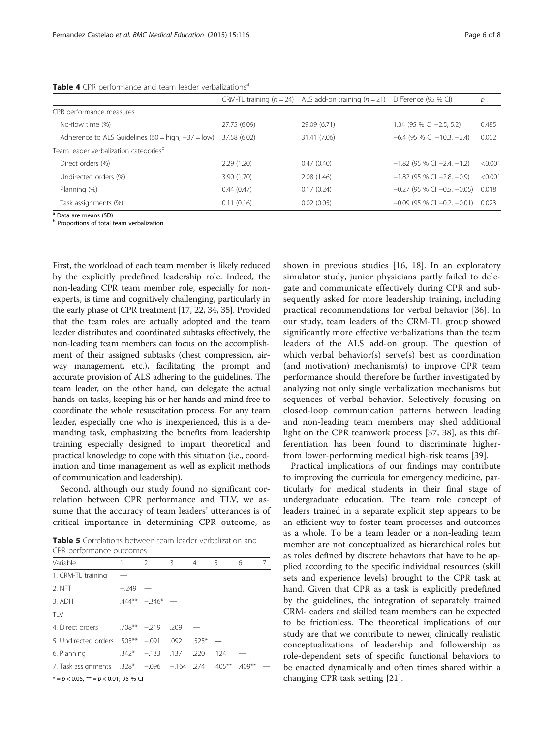**Table 4** CPR performance and team leader verbalizations[a]

| | CRM-TL training ($n = 24$) | ALS add-on training ($n = 21$) | Difference (95 % CI) | $p$ |
|---|---|---|---|---|
| CPR performance measures | | | | |
| No-flow time (%) | 27.75 (6.09) | 29.09 (6.71) | 1.34 (95 % CI −2.5, 5.2) | 0.485 |
| Adherence to ALS Guidelines (60 = high, −37 = low) | 37.58 (6.02) | 31.41 (7.06) | −6.4 (95 % CI −10.3, −2.4) | 0.002 |
| Team leader verbalization categories[b] | | | | |
| Direct orders (%) | 2.29 (1.20) | 0.47 (0.40) | −1.82 (95 % CI −2.4, −1.2) | <0.001 |
| Undirected orders (%) | 3.90 (1.70) | 2.08 (1.46) | −1.82 (95 % CI −2.8, −0.9) | <0.001 |
| Planning (%) | 0.44 (0.47) | 0.17 (0.24) | −0.27 (95 % CI −0.5, −0.05) | 0.018 |
| Task assignments (%) | 0.11 (0.16) | 0.02 (0.05) | −0.09 (95 % CI −0.2, −0.01) | 0.023 |

[a] Data are means (SD)
[b] Proportions of total team verbalization

First, the workload of each team member is likely reduced by the explicitly predefined leadership role. Indeed, the non-leading CPR team member role, especially for non-experts, is time and cognitively challenging, particularly in the early phase of CPR treatment [17, 22, 34, 35]. Provided that the team roles are actually adopted and the team leader distributes and coordinated subtasks effectively, the non-leading team members can focus on the accomplishment of their assigned subtasks (chest compression, airway management, etc.), facilitating the prompt and accurate provision of ALS adhering to the guidelines. The team leader, on the other hand, can delegate the actual hands-on tasks, keeping his or her hands and mind free to coordinate the whole resuscitation process. For any team leader, especially one who is inexperienced, this is a demanding task, emphasizing the benefits from leadership training especially designed to impart theoretical and practical knowledge to cope with this situation (i.e., coordination and time management as well as explicit methods of communication and leadership).

Second, although our study found no significant correlation between CPR performance and TLV, we assume that the accuracy of team leaders' utterances is of critical importance in determining CPR outcome, as shown in previous studies [16, 18]. In an exploratory simulator study, junior physicians partly failed to delegate and communicate effectively during CPR and subsequently asked for more leadership training, including practical recommendations for verbal behavior [36]. In our study, team leaders of the CRM-TL group showed significantly more effective verbalizations than the team leaders of the ALS add-on group. The question of which verbal behavior(s) serve(s) best as coordination (and motivation) mechanism(s) to improve CPR team performance should therefore be further investigated by analyzing not only single verbalization mechanisms but sequences of verbal behavior. Selectively focusing on closed-loop communication patterns between leading and non-leading team members may shed additional light on the CPR teamwork process [37, 38], as this differentiation has been found to discriminate higher- from lower-performing medical high-risk teams [39].

**Table 5** Correlations between team leader verbalization and CPR performance outcomes

| Variable | 1 | 2 | 3 | 4 | 5 | 6 | 7 |
|---|---|---|---|---|---|---|---|
| 1. CRM-TL training | — | | | | | | |
| 2. NFT | −.249 | — | | | | | |
| 3. ADH | .444** | −.346* | — | | | | |
| TLV | | | | | | | |
| 4. Direct orders | .708** | −.219 | .209 | — | | | |
| 5. Undirected orders | .505** | −.091 | .092 | .525* | — | | |
| 6. Planning | .342* | −.133 | .137 | .220 | .124 | — | |
| 7. Task assignments | .328* | −.096 | −.164 | .274 | .405** | .409** | — |

* = $p < 0.05$, ** = $p < 0.01$; 95 % CI

Practical implications of our findings may contribute to improving the curricula for emergency medicine, particularly for medical students in their final stage of undergraduate education. The team role concept of leaders trained in a separate explicit step appears to be an efficient way to foster team processes and outcomes as a whole. To be a team leader or a non-leading team member are not conceptualized as hierarchical roles but as roles defined by discrete behaviors that have to be applied according to the specific individual resources (skill sets and experience levels) brought to the CPR task at hand. Given that CPR as a task is explicitly predefined by the guidelines, the integration of separately trained CRM-leaders and skilled team members can be expected to be frictionless. The theoretical implications of our study are that we contribute to newer, clinically realistic conceptualizations of leadership and followership as role-dependent sets of specific functional behaviors to be enacted dynamically and often times shared within a changing CPR task setting [21].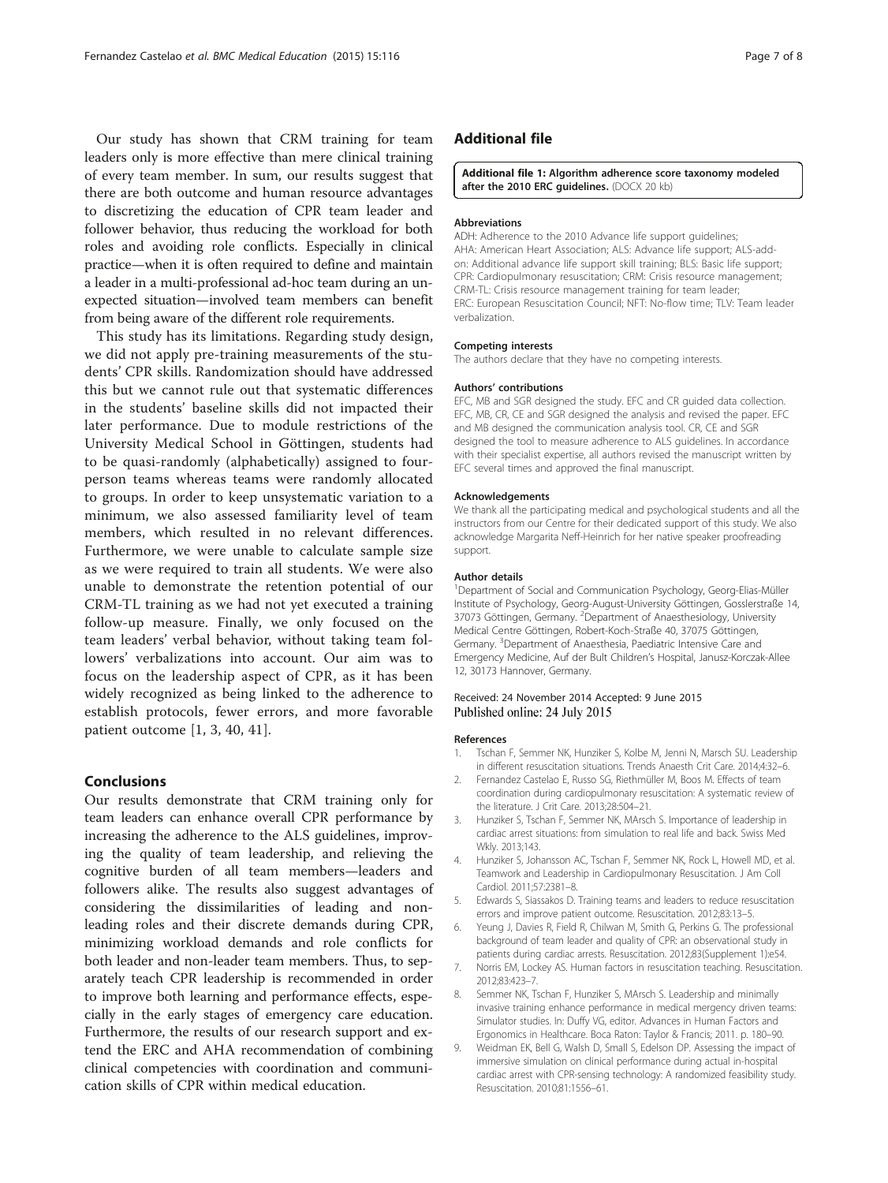Our study has shown that CRM training for team leaders only is more effective than mere clinical training of every team member. In sum, our results suggest that there are both outcome and human resource advantages to discretizing the education of CPR team leader and follower behavior, thus reducing the workload for both roles and avoiding role conflicts. Especially in clinical practice—when it is often required to define and maintain a leader in a multi-professional ad-hoc team during an unexpected situation—involved team members can benefit from being aware of the different role requirements.

This study has its limitations. Regarding study design, we did not apply pre-training measurements of the students' CPR skills. Randomization should have addressed this but we cannot rule out that systematic differences in the students' baseline skills did not impacted their later performance. Due to module restrictions of the University Medical School in Göttingen, students had to be quasi-randomly (alphabetically) assigned to four-person teams whereas teams were randomly allocated to groups. In order to keep unsystematic variation to a minimum, we also assessed familiarity level of team members, which resulted in no relevant differences. Furthermore, we were unable to calculate sample size as we were required to train all students. We were also unable to demonstrate the retention potential of our CRM-TL training as we had not yet executed a training follow-up measure. Finally, we only focused on the team leaders' verbal behavior, without taking team followers' verbalizations into account. Our aim was to focus on the leadership aspect of CPR, as it has been widely recognized as being linked to the adherence to establish protocols, fewer errors, and more favorable patient outcome [1, 3, 40, 41].

## Conclusions

Our results demonstrate that CRM training only for team leaders can enhance overall CPR performance by increasing the adherence to the ALS guidelines, improving the quality of team leadership, and relieving the cognitive burden of all team members—leaders and followers alike. The results also suggest advantages of considering the dissimilarities of leading and non-leading roles and their discrete demands during CPR, minimizing workload demands and role conflicts for both leader and non-leader team members. Thus, to separately teach CPR leadership is recommended in order to improve both learning and performance effects, especially in the early stages of emergency care education. Furthermore, the results of our research support and extend the ERC and AHA recommendation of combining clinical competencies with coordination and communication skills of CPR within medical education.

## Additional file

**Additional file 1: Algorithm adherence score taxonomy modeled after the 2010 ERC guidelines.** (DOCX 20 kb)

#### Abbreviations

ADH: Adherence to the 2010 Advance life support guidelines; AHA: American Heart Association; ALS: Advance life support; ALS-add-on: Additional advance life support skill training; BLS: Basic life support; CPR: Cardiopulmonary resuscitation; CRM: Crisis resource management; CRM-TL: Crisis resource management training for team leader; ERC: European Resuscitation Council; NFT: No-flow time; TLV: Team leader verbalization.

#### Competing interests

The authors declare that they have no competing interests.

#### Authors' contributions

EFC, MB and SGR designed the study. EFC and CR guided data collection. EFC, MB, CR, CE and SGR designed the analysis and revised the paper. EFC and MB designed the communication analysis tool. CR, CE and SGR designed the tool to measure adherence to ALS guidelines. In accordance with their specialist expertise, all authors revised the manuscript written by EFC several times and approved the final manuscript.

#### Acknowledgements

We thank all the participating medical and psychological students and all the instructors from our Centre for their dedicated support of this study. We also acknowledge Margarita Neff-Heinrich for her native speaker proofreading support.

#### Author details

[1]Department of Social and Communication Psychology, Georg-Elias-Müller Institute of Psychology, Georg-August-University Göttingen, Gosslerstraße 14, 37073 Göttingen, Germany. [2]Department of Anaesthesiology, University Medical Centre Göttingen, Robert-Koch-Straße 40, 37075 Göttingen, Germany. [3]Department of Anaesthesia, Paediatric Intensive Care and Emergency Medicine, Auf der Bult Children's Hospital, Janusz-Korczak-Allee 12, 30173 Hannover, Germany.

Received: 24 November 2014 Accepted: 9 June 2015
Published online: 24 July 2015

#### References

1. Tschan F, Semmer NK, Hunziker S, Kolbe M, Jenni N, Marsch SU. Leadership in different resuscitation situations. Trends Anaesth Crit Care. 2014;4:32–6.
2. Fernandez Castelao E, Russo SG, Riethmüller M, Boos M. Effects of team coordination during cardiopulmonary resuscitation: A systematic review of the literature. J Crit Care. 2013;28:504–21.
3. Hunziker S, Tschan F, Semmer NK, MArsch S. Importance of leadership in cardiac arrest situations: from simulation to real life and back. Swiss Med Wkly. 2013;143.
4. Hunziker S, Johansson AC, Tschan F, Semmer NK, Rock L, Howell MD, et al. Teamwork and Leadership in Cardiopulmonary Resuscitation. J Am Coll Cardiol. 2011;57:2381–8.
5. Edwards S, Siassakos D. Training teams and leaders to reduce resuscitation errors and improve patient outcome. Resuscitation. 2012;83:13–5.
6. Yeung J, Davies R, Field R, Chilwan M, Smith G, Perkins G. The professional background of team leader and quality of CPR: an observational study in patients during cardiac arrests. Resuscitation. 2012;83(Supplement 1):e54.
7. Norris EM, Lockey AS. Human factors in resuscitation teaching. Resuscitation. 2012;83:423–7.
8. Semmer NK, Tschan F, Hunziker S, MArsch S. Leadership and minimally invasive training enhance performance in medical mergency driven teams: Simulator studies. In: Duffy VG, editor. Advances in Human Factors and Ergonomics in Healthcare. Boca Raton: Taylor & Francis; 2011. p. 180–90.
9. Weidman EK, Bell G, Walsh D, Small S, Edelson DP. Assessing the impact of immersive simulation on clinical performance during actual in-hospital cardiac arrest with CPR-sensing technology: A randomized feasibility study. Resuscitation. 2010;81:1556–61.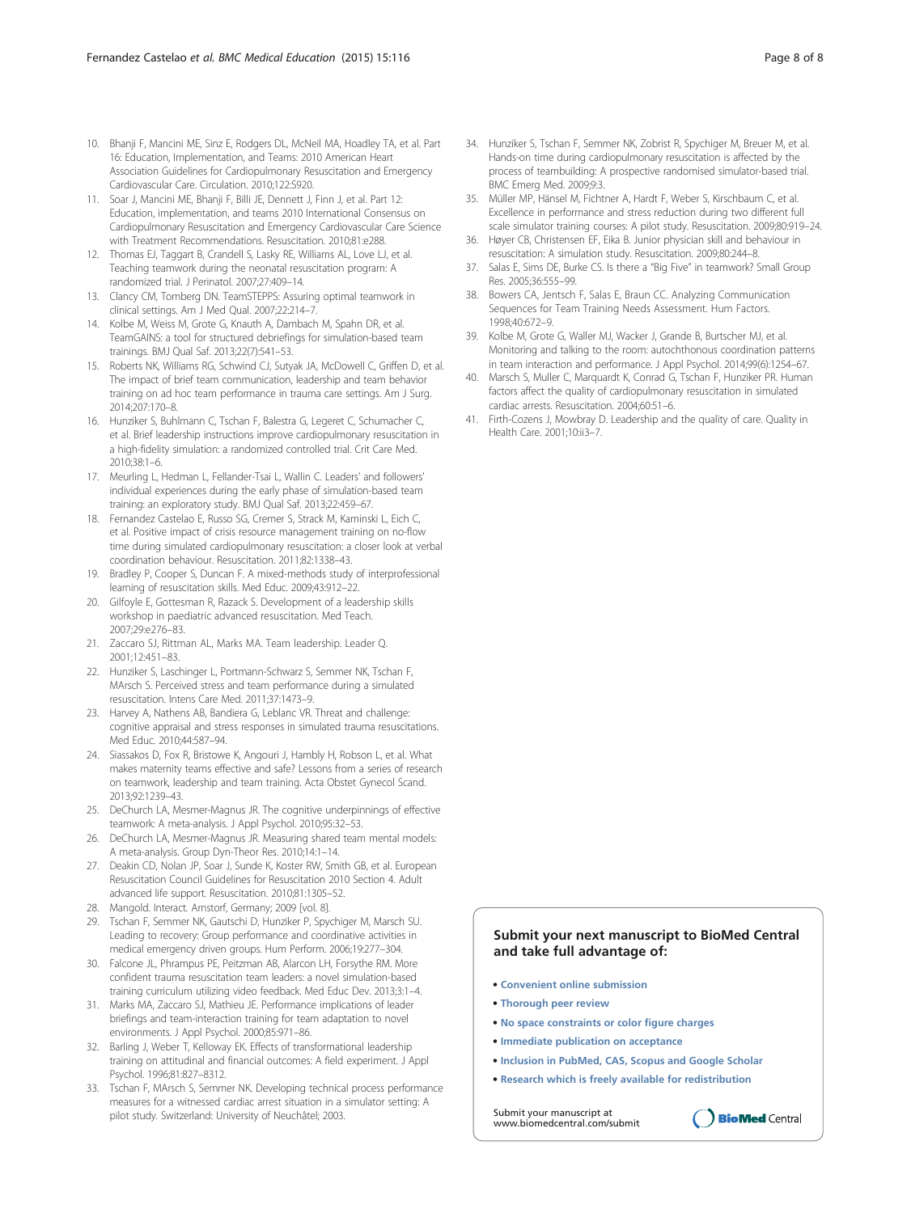10. Bhanji F, Mancini ME, Sinz E, Rodgers DL, McNeil MA, Hoadley TA, et al. Part 16: Education, Implementation, and Teams: 2010 American Heart Association Guidelines for Cardiopulmonary Resuscitation and Emergency Cardiovascular Care. Circulation. 2010;122:S920.
11. Soar J, Mancini ME, Bhanji F, Billi JE, Dennett J, Finn J, et al. Part 12: Education, implementation, and teams 2010 International Consensus on Cardiopulmonary Resuscitation and Emergency Cardiovascular Care Science with Treatment Recommendations. Resuscitation. 2010;81:e288.
12. Thomas EJ, Taggart B, Crandell S, Lasky RE, Williams AL, Love LJ, et al. Teaching teamwork during the neonatal resuscitation program: A randomized trial. J Perinatol. 2007;27:409–14.
13. Clancy CM, Tornberg DN. TeamSTEPPS: Assuring optimal teamwork in clinical settings. Am J Med Qual. 2007;22:214–7.
14. Kolbe M, Weiss M, Grote G, Knauth A, Dambach M, Spahn DR, et al. TeamGAINS: a tool for structured debriefings for simulation-based team trainings. BMJ Qual Saf. 2013;22(7):541–53.
15. Roberts NK, Williams RG, Schwind CJ, Sutyak JA, McDowell C, Griffen D, et al. The impact of brief team communication, leadership and team behavior training on ad hoc team performance in trauma care settings. Am J Surg. 2014;207:170–8.
16. Hunziker S, Buhlmann C, Tschan F, Balestra G, Legeret C, Schumacher C, et al. Brief leadership instructions improve cardiopulmonary resuscitation in a high-fidelity simulation: a randomized controlled trial. Crit Care Med. 2010;38:1–6.
17. Meurling L, Hedman L, Fellander-Tsai L, Wallin C. Leaders' and followers' individual experiences during the early phase of simulation-based team training: an exploratory study. BMJ Qual Saf. 2013;22:459–67.
18. Fernandez Castelao E, Russo SG, Cremer S, Strack M, Kaminski L, Eich C, et al. Positive impact of crisis resource management training on no-flow time during simulated cardiopulmonary resuscitation: a closer look at verbal coordination behaviour. Resuscitation. 2011;82:1338–43.
19. Bradley P, Cooper S, Duncan F. A mixed-methods study of interprofessional learning of resuscitation skills. Med Educ. 2009;43:912–22.
20. Gilfoyle E, Gottesman R, Razack S. Development of a leadership skills workshop in paediatric advanced resuscitation. Med Teach. 2007;29:e276–83.
21. Zaccaro SJ, Rittman AL, Marks MA. Team leadership. Leader Q. 2001;12:451–83.
22. Hunziker S, Laschinger L, Portmann-Schwarz S, Semmer NK, Tschan F, MArsch S. Perceived stress and team performance during a simulated resuscitation. Intens Care Med. 2011;37:1473–9.
23. Harvey A, Nathens AB, Bandiera G, Leblanc VR. Threat and challenge: cognitive appraisal and stress responses in simulated trauma resuscitations. Med Educ. 2010;44:587–94.
24. Siassakos D, Fox R, Bristowe K, Angouri J, Hambly H, Robson L, et al. What makes maternity teams effective and safe? Lessons from a series of research on teamwork, leadership and team training. Acta Obstet Gynecol Scand. 2013;92:1239–43.
25. DeChurch LA, Mesmer-Magnus JR. The cognitive underpinnings of effective teamwork: A meta-analysis. J Appl Psychol. 2010;95:32–53.
26. DeChurch LA, Mesmer-Magnus JR. Measuring shared team mental models: A meta-analysis. Group Dyn-Theor Res. 2010;14:1–14.
27. Deakin CD, Nolan JP, Soar J, Sunde K, Koster RW, Smith GB, et al. European Resuscitation Council Guidelines for Resuscitation 2010 Section 4. Adult advanced life support. Resuscitation. 2010;81:1305–52.
28. Mangold. Interact. Arnstorf, Germany; 2009 [vol. 8].
29. Tschan F, Semmer NK, Gautschi D, Hunziker P, Spychiger M, Marsch SU. Leading to recovery: Group performance and coordinative activities in medical emergency driven groups. Hum Perform. 2006;19:277–304.
30. Falcone JL, Phrampus PE, Peitzman AB, Alarcon LH, Forsythe RM. More confident trauma resuscitation team leaders: a novel simulation-based training curriculum utilizing video feedback. Med Educ Dev. 2013;3:1–4.
31. Marks MA, Zaccaro SJ, Mathieu JE. Performance implications of leader briefings and team-interaction training for team adaptation to novel environments. J Appl Psychol. 2000;85:971–86.
32. Barling J, Weber T, Kelloway EK. Effects of transformational leadership training on attitudinal and financial outcomes: A field experiment. J Appl Psychol. 1996;81:827–8312.
33. Tschan F, MArsch S, Semmer NK. Developing technical process performance measures for a witnessed cardiac arrest situation in a simulator setting: A pilot study. Switzerland: University of Neuchâtel; 2003.
34. Hunziker S, Tschan F, Semmer NK, Zobrist R, Spychiger M, Breuer M, et al. Hands-on time during cardiopulmonary resuscitation is affected by the process of teambuilding: A prospective randomised simulator-based trial. BMC Emerg Med. 2009;9:3.
35. Müller MP, Hänsel M, Fichtner A, Hardt F, Weber S, Kirschbaum C, et al. Excellence in performance and stress reduction during two different full scale simulator training courses: A pilot study. Resuscitation. 2009;80:919–24.
36. Høyer CB, Christensen EF, Eika B. Junior physician skill and behaviour in resuscitation: A simulation study. Resuscitation. 2009;80:244–8.
37. Salas E, Sims DE, Burke CS. Is there a "Big Five" in teamwork? Small Group Res. 2005;36:555–99.
38. Bowers CA, Jentsch F, Salas E, Braun CC. Analyzing Communication Sequences for Team Training Needs Assessment. Hum Factors. 1998;40:672–9.
39. Kolbe M, Grote G, Waller MJ, Wacker J, Grande B, Burtscher MJ, et al. Monitoring and talking to the room: autochthonous coordination patterns in team interaction and performance. J Appl Psychol. 2014;99(6):1254–67.
40. Marsch S, Muller C, Marquardt K, Conrad G, Tschan F, Hunziker PR. Human factors affect the quality of cardiopulmonary resuscitation in simulated cardiac arrests. Resuscitation. 2004;60:51–6.
41. Firth-Cozens J, Mowbray D. Leadership and the quality of care. Quality in Health Care. 2001;10:ii3–7.

**Submit your next manuscript to BioMed Central and take full advantage of:**

- **Convenient online submission**
- **Thorough peer review**
- **No space constraints or color figure charges**
- **Immediate publication on acceptance**
- **Inclusion in PubMed, CAS, Scopus and Google Scholar**
- **Research which is freely available for redistribution**

Submit your manuscript at
www.biomedcentral.com/submit

BioMed Central